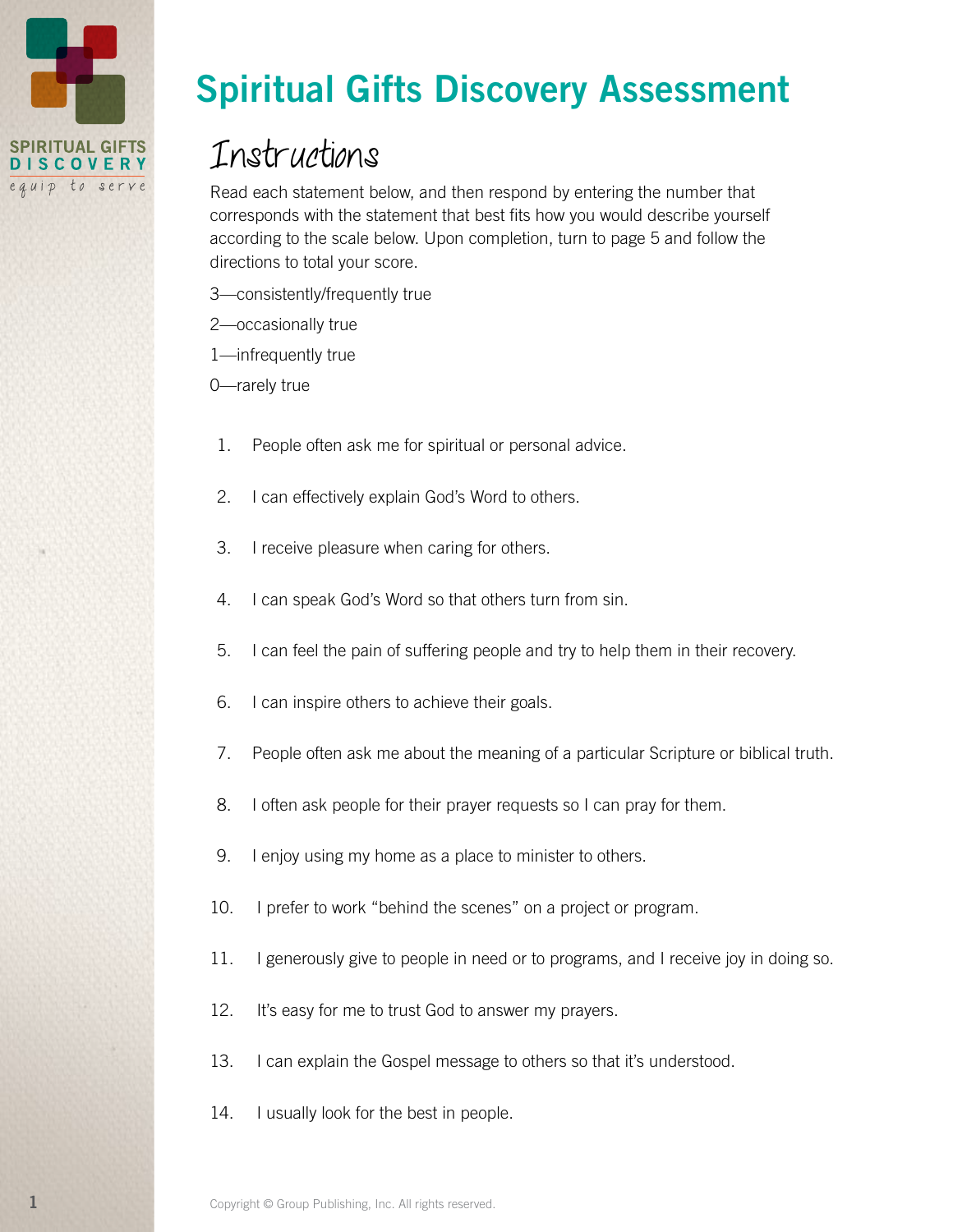# Spiritual Gifts Discovery Assessment

## Instructions

Read each statement below, and then respond by entering the number that corresponds with the statement that best fits how you would describe yourself according to the scale below. Upon completion, turn to page 5 and follow the directions to total your score.

3—consistently/frequently true

2—occasionally true

1—infrequently true

0—rarely true

1. People often ask me for spiritual or personal advice.
2. I can effectively explain God's Word to others.
3. I receive pleasure when caring for others.
4. I can speak God's Word so that others turn from sin.
5. I can feel the pain of suffering people and try to help them in their recovery.
6. I can inspire others to achieve their goals.
7. People often ask me about the meaning of a particular Scripture or biblical truth.
8. I often ask people for their prayer requests so I can pray for them.
9. I enjoy using my home as a place to minister to others.
10. I prefer to work "behind the scenes" on a project or program.
11. I generously give to people in need or to programs, and I receive joy in doing so.
12. It's easy for me to trust God to answer my prayers.
13. I can explain the Gospel message to others so that it's understood.
14. I usually look for the best in people.

Copyright © Group Publishing, Inc. All rights reserved.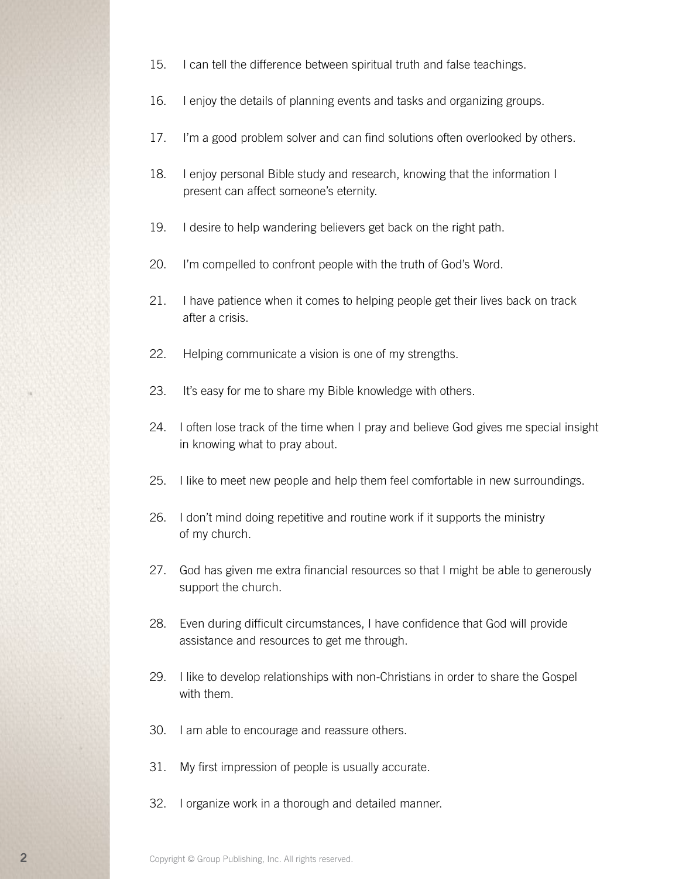15. I can tell the difference between spiritual truth and false teachings.

16. I enjoy the details of planning events and tasks and organizing groups.

17. I'm a good problem solver and can find solutions often overlooked by others.

18. I enjoy personal Bible study and research, knowing that the information I present can affect someone's eternity.

19. I desire to help wandering believers get back on the right path.

20. I'm compelled to confront people with the truth of God's Word.

21. I have patience when it comes to helping people get their lives back on track after a crisis.

22. Helping communicate a vision is one of my strengths.

23. It's easy for me to share my Bible knowledge with others.

24. I often lose track of the time when I pray and believe God gives me special insight in knowing what to pray about.

25. I like to meet new people and help them feel comfortable in new surroundings.

26. I don't mind doing repetitive and routine work if it supports the ministry of my church.

27. God has given me extra financial resources so that I might be able to generously support the church.

28. Even during difficult circumstances, I have confidence that God will provide assistance and resources to get me through.

29. I like to develop relationships with non-Christians in order to share the Gospel with them.

30. I am able to encourage and reassure others.

31. My first impression of people is usually accurate.

32. I organize work in a thorough and detailed manner.

Copyright © Group Publishing, Inc. All rights reserved.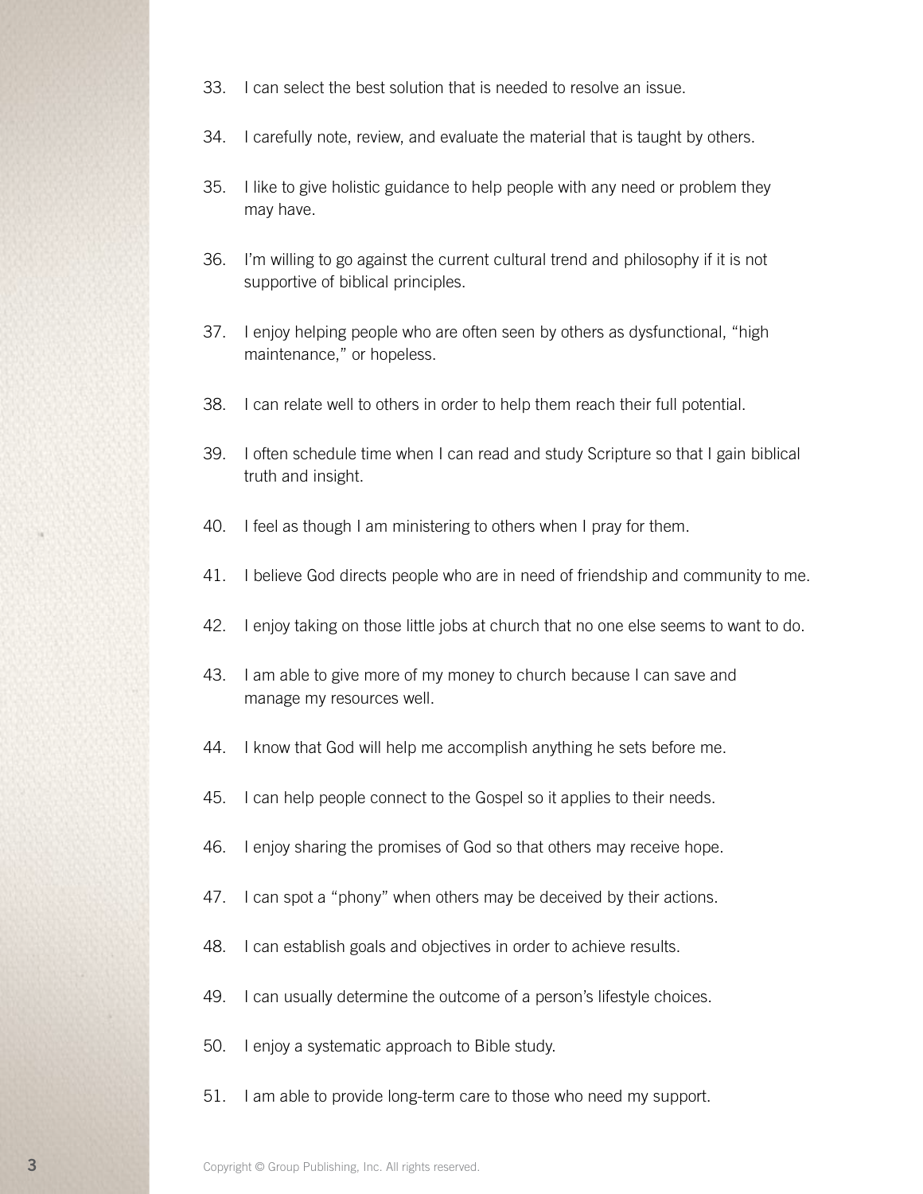33. I can select the best solution that is needed to resolve an issue.

34. I carefully note, review, and evaluate the material that is taught by others.

35. I like to give holistic guidance to help people with any need or problem they may have.

36. I'm willing to go against the current cultural trend and philosophy if it is not supportive of biblical principles.

37. I enjoy helping people who are often seen by others as dysfunctional, "high maintenance," or hopeless.

38. I can relate well to others in order to help them reach their full potential.

39. I often schedule time when I can read and study Scripture so that I gain biblical truth and insight.

40. I feel as though I am ministering to others when I pray for them.

41. I believe God directs people who are in need of friendship and community to me.

42. I enjoy taking on those little jobs at church that no one else seems to want to do.

43. I am able to give more of my money to church because I can save and manage my resources well.

44. I know that God will help me accomplish anything he sets before me.

45. I can help people connect to the Gospel so it applies to their needs.

46. I enjoy sharing the promises of God so that others may receive hope.

47. I can spot a "phony" when others may be deceived by their actions.

48. I can establish goals and objectives in order to achieve results.

49. I can usually determine the outcome of a person's lifestyle choices.

50. I enjoy a systematic approach to Bible study.

51. I am able to provide long-term care to those who need my support.

Copyright © Group Publishing, Inc. All rights reserved.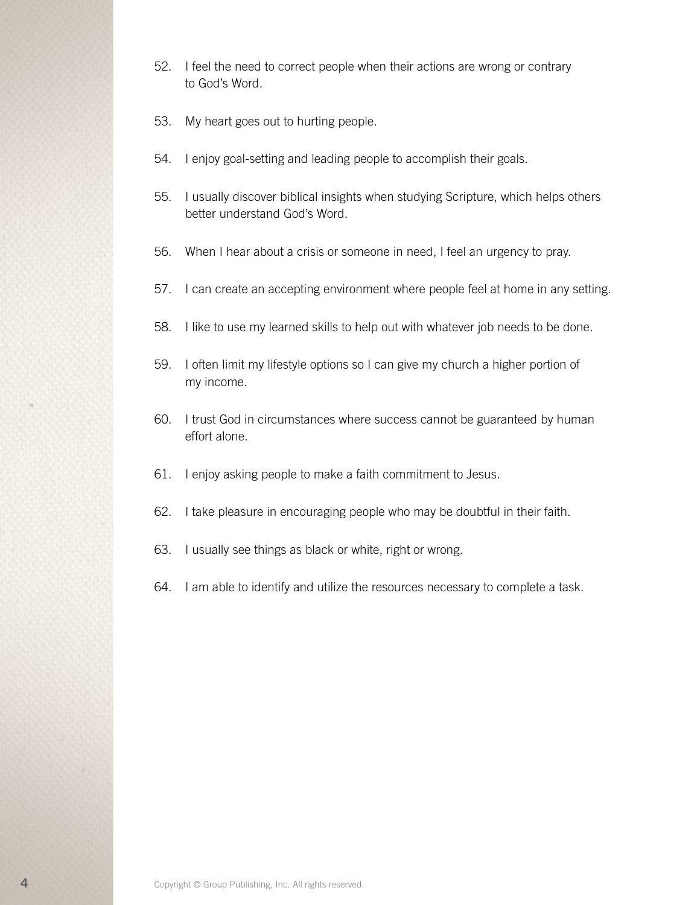52. I feel the need to correct people when their actions are wrong or contrary to God's Word.

53. My heart goes out to hurting people.

54. I enjoy goal-setting and leading people to accomplish their goals.

55. I usually discover biblical insights when studying Scripture, which helps others better understand God's Word.

56. When I hear about a crisis or someone in need, I feel an urgency to pray.

57. I can create an accepting environment where people feel at home in any setting.

58. I like to use my learned skills to help out with whatever job needs to be done.

59. I often limit my lifestyle options so I can give my church a higher portion of my income.

60. I trust God in circumstances where success cannot be guaranteed by human effort alone.

61. I enjoy asking people to make a faith commitment to Jesus.

62. I take pleasure in encouraging people who may be doubtful in their faith.

63. I usually see things as black or white, right or wrong.

64. I am able to identify and utilize the resources necessary to complete a task.

Copyright © Group Publishing, Inc. All rights reserved.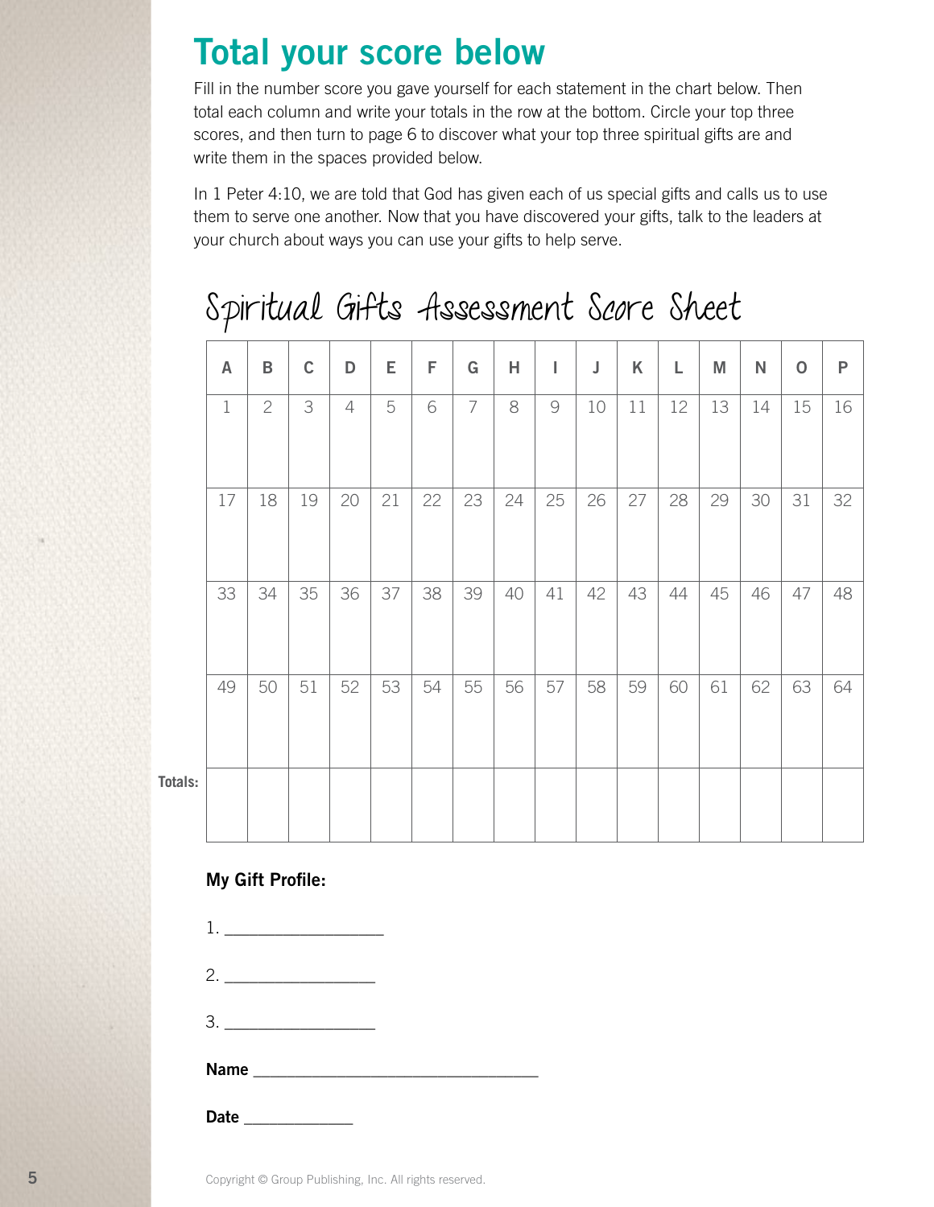# Total your score below

Fill in the number score you gave yourself for each statement in the chart below. Then total each column and write your totals in the row at the bottom. Circle your top three scores, and then turn to page 6 to discover what your top three spiritual gifts are and write them in the spaces provided below.

In 1 Peter 4:10, we are told that God has given each of us special gifts and calls us to use them to serve one another. Now that you have discovered your gifts, talk to the leaders at your church about ways you can use your gifts to help serve.

## Spiritual Gifts Assessment Score Sheet

| | A | B | C | D | E | F | G | H | I | J | K | L | M | N | O | P |
|---|---|---|---|---|---|---|---|---|---|---|---|---|---|---|---|---|
| | 1 | 2 | 3 | 4 | 5 | 6 | 7 | 8 | 9 | 10 | 11 | 12 | 13 | 14 | 15 | 16 |
| | 17 | 18 | 19 | 20 | 21 | 22 | 23 | 24 | 25 | 26 | 27 | 28 | 29 | 30 | 31 | 32 |
| | 33 | 34 | 35 | 36 | 37 | 38 | 39 | 40 | 41 | 42 | 43 | 44 | 45 | 46 | 47 | 48 |
| | 49 | 50 | 51 | 52 | 53 | 54 | 55 | 56 | 57 | 58 | 59 | 60 | 61 | 62 | 63 | 64 |
| **Totals:** | | | | | | | | | | | | | | | | |

**My Gift Profile:**

1. ________________

2. ________________

3. ________________

**Name** ______________________________

**Date** ____________

Copyright © Group Publishing, Inc. All rights reserved.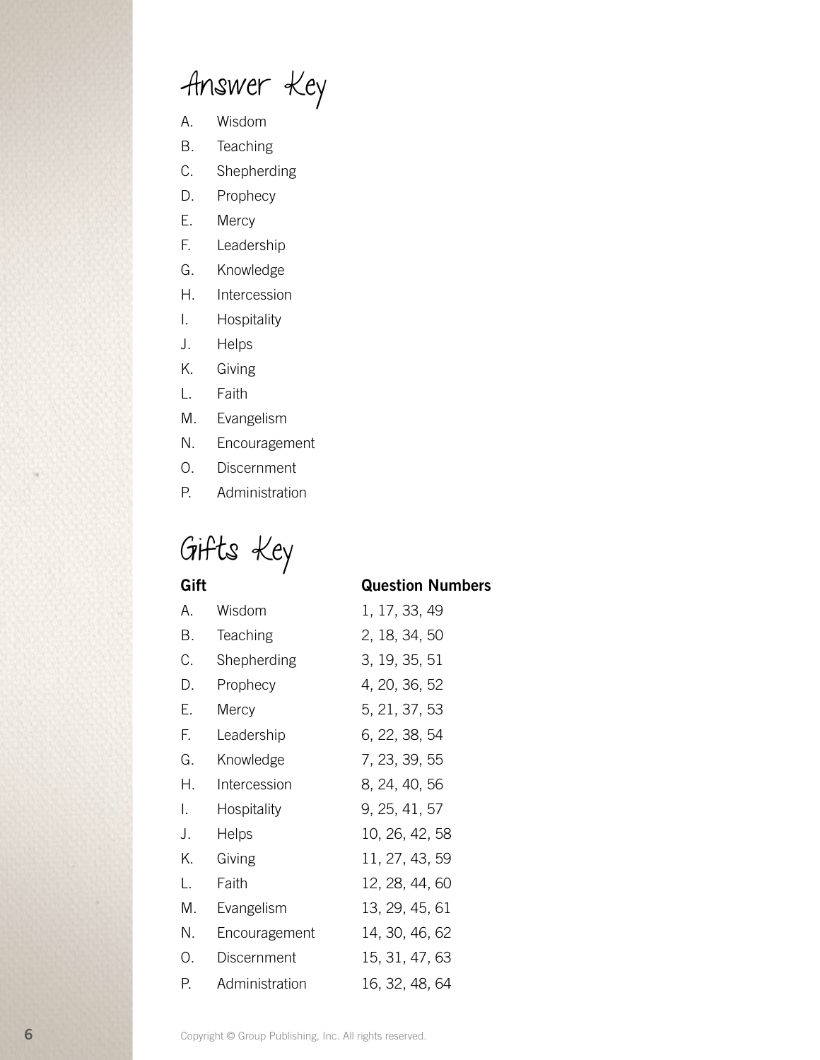## Answer Key

A. Wisdom
B. Teaching
C. Shepherding
D. Prophecy
E. Mercy
F. Leadership
G. Knowledge
H. Intercession
I. Hospitality
J. Helps
K. Giving
L. Faith
M. Evangelism
N. Encouragement
O. Discernment
P. Administration

## Gifts Key

| Gift | | Question Numbers |
|---|---|---|
| A. | Wisdom | 1, 17, 33, 49 |
| B. | Teaching | 2, 18, 34, 50 |
| C. | Shepherding | 3, 19, 35, 51 |
| D. | Prophecy | 4, 20, 36, 52 |
| E. | Mercy | 5, 21, 37, 53 |
| F. | Leadership | 6, 22, 38, 54 |
| G. | Knowledge | 7, 23, 39, 55 |
| H. | Intercession | 8, 24, 40, 56 |
| I. | Hospitality | 9, 25, 41, 57 |
| J. | Helps | 10, 26, 42, 58 |
| K. | Giving | 11, 27, 43, 59 |
| L. | Faith | 12, 28, 44, 60 |
| M. | Evangelism | 13, 29, 45, 61 |
| N. | Encouragement | 14, 30, 46, 62 |
| O. | Discernment | 15, 31, 47, 63 |
| P. | Administration | 16, 32, 48, 64 |

Copyright © Group Publishing, Inc. All rights reserved.